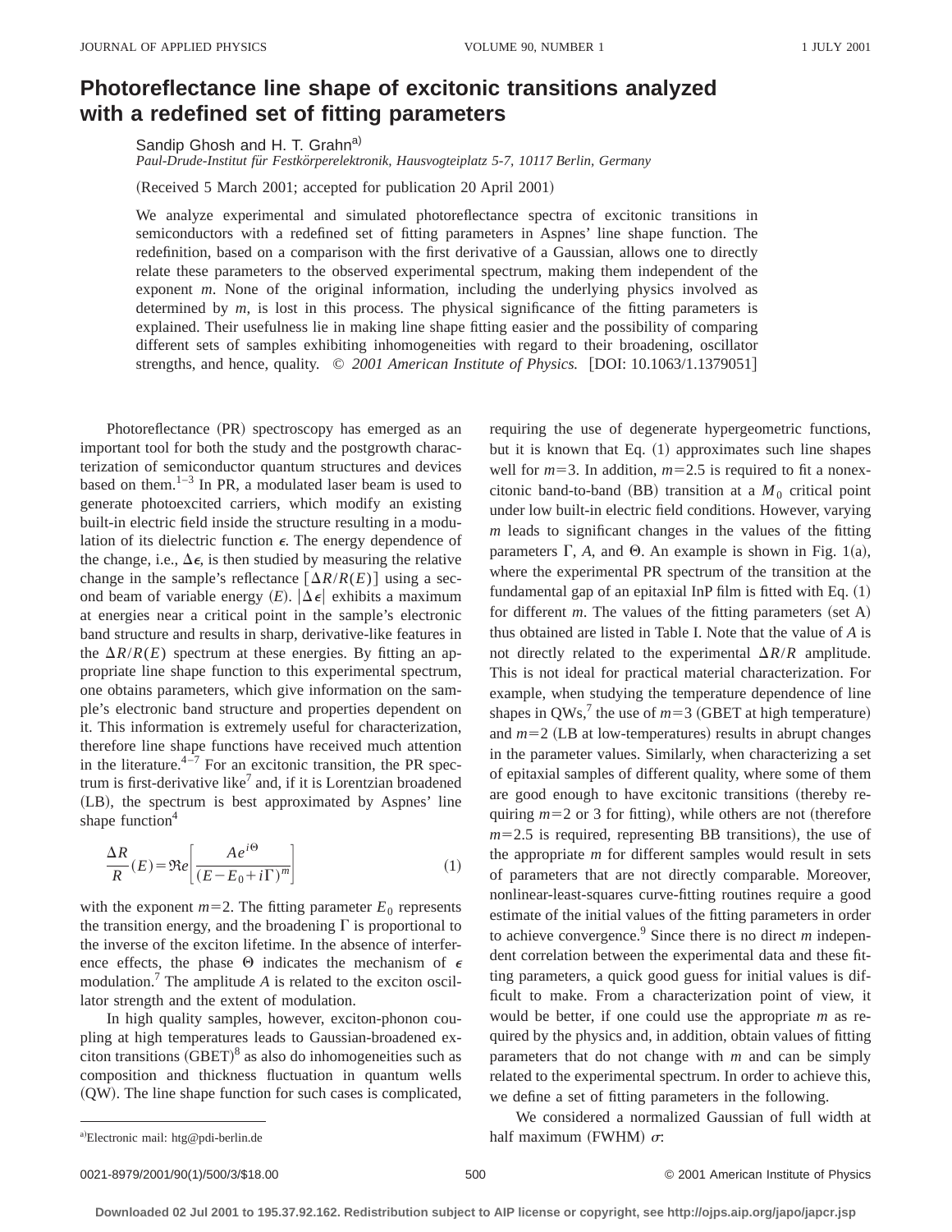# Photoreflectance line shape of excitonic transitions analyzed with a redefined set of fitting parameters

Sandip Ghosh and H. T. Grahn[a]

*Paul-Drude-Institut für Festkörperelektronik, Hausvogteiplatz 5-7, 10117 Berlin, Germany*

(Received 5 March 2001; accepted for publication 20 April 2001)

We analyze experimental and simulated photoreflectance spectra of excitonic transitions in semiconductors with a redefined set of fitting parameters in Aspnes' line shape function. The redefinition, based on a comparison with the first derivative of a Gaussian, allows one to directly relate these parameters to the observed experimental spectrum, making them independent of the exponent $m$. None of the original information, including the underlying physics involved as determined by $m$, is lost in this process. The physical significance of the fitting parameters is explained. Their usefulness lie in making line shape fitting easier and the possibility of comparing different sets of samples exhibiting inhomogeneities with regard to their broadening, oscillator strengths, and hence, quality. © *2001 American Institute of Physics.* [DOI: 10.1063/1.1379051]

Photoreflectance (PR) spectroscopy has emerged as an important tool for both the study and the postgrowth characterization of semiconductor quantum structures and devices based on them.[1–3] In PR, a modulated laser beam is used to generate photoexcited carriers, which modify an existing built-in electric field inside the structure resulting in a modulation of its dielectric function $\epsilon$. The energy dependence of the change, i.e., $\Delta\epsilon$, is then studied by measuring the relative change in the sample's reflectance $[\Delta R/R(E)]$ using a second beam of variable energy $(E)$. $|\Delta\epsilon|$ exhibits a maximum at energies near a critical point in the sample's electronic band structure and results in sharp, derivative-like features in the $\Delta R/R(E)$ spectrum at these energies. By fitting an appropriate line shape function to this experimental spectrum, one obtains parameters, which give information on the sample's electronic band structure and properties dependent on it. This information is extremely useful for characterization, therefore line shape functions have received much attention in the literature.[4–7] For an excitonic transition, the PR spectrum is first-derivative like[7] and, if it is Lorentzian broadened (LB), the spectrum is best approximated by Aspnes' line shape function[4]

$$\frac{\Delta R}{R}(E)=\Re e\left[\frac{Ae^{i\Theta}}{(E-E_0+i\Gamma)^m}\right] \tag{1}$$

with the exponent $m=2$. The fitting parameter $E_0$ represents the transition energy, and the broadening $\Gamma$ is proportional to the inverse of the exciton lifetime. In the absence of interference effects, the phase $\Theta$ indicates the mechanism of $\epsilon$ modulation.[7] The amplitude $A$ is related to the exciton oscillator strength and the extent of modulation.

In high quality samples, however, exciton-phonon coupling at high temperatures leads to Gaussian-broadened exciton transitions (GBET)[8] as also do inhomogeneities such as composition and thickness fluctuation in quantum wells (QW). The line shape function for such cases is complicated, requiring the use of degenerate hypergeometric functions, but it is known that Eq. (1) approximates such line shapes well for $m=3$. In addition, $m=2.5$ is required to fit a nonexcitonic band-to-band (BB) transition at a $M_0$ critical point under low built-in electric field conditions. However, varying $m$ leads to significant changes in the values of the fitting parameters $\Gamma$, $A$, and $\Theta$. An example is shown in Fig. 1(a), where the experimental PR spectrum of the transition at the fundamental gap of an epitaxial InP film is fitted with Eq. (1) for different $m$. The values of the fitting parameters (set A) thus obtained are listed in Table I. Note that the value of $A$ is not directly related to the experimental $\Delta R/R$ amplitude. This is not ideal for practical material characterization. For example, when studying the temperature dependence of line shapes in QWs,[7] the use of $m=3$ (GBET at high temperature) and $m=2$ (LB at low-temperatures) results in abrupt changes in the parameter values. Similarly, when characterizing a set of epitaxial samples of different quality, where some of them are good enough to have excitonic transitions (thereby requiring $m=2$ or 3 for fitting), while others are not (therefore $m=2.5$ is required, representing BB transitions), the use of the appropriate $m$ for different samples would result in sets of parameters that are not directly comparable. Moreover, nonlinear-least-squares curve-fitting routines require a good estimate of the initial values of the fitting parameters in order to achieve convergence.[9] Since there is no direct $m$ independent correlation between the experimental data and these fitting parameters, a quick good guess for initial values is difficult to make. From a characterization point of view, it would be better, if one could use the appropriate $m$ as required by the physics and, in addition, obtain values of fitting parameters that do not change with $m$ and can be simply related to the experimental spectrum. In order to achieve this, we define a set of fitting parameters in the following.

We considered a normalized Gaussian of full width at half maximum (FWHM) $\sigma$:

[a]Electronic mail: htg@pdi-berlin.de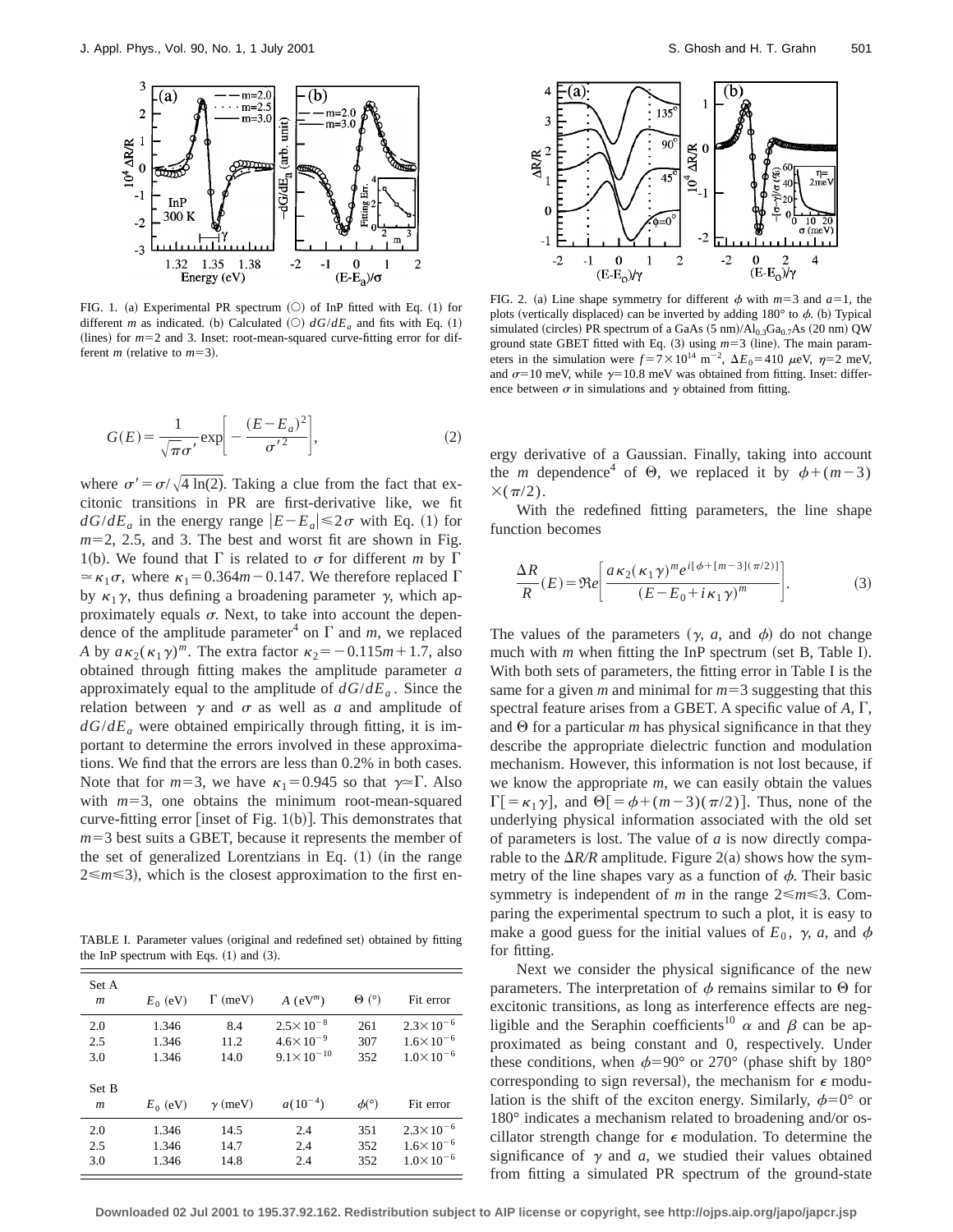FIG. 1. (a) Experimental PR spectrum (○) of InP fitted with Eq. (1) for different $m$ as indicated. (b) Calculated (○) $dG/dE_a$ and fits with Eq. (1) (lines) for $m=2$ and 3. Inset: root-mean-squared curve-fitting error for different $m$ (relative to $m=3$).

$$G(E)=\frac{1}{\sqrt{\pi}\sigma'}\exp\left[-\frac{(E-E_a)^2}{\sigma'^2}\right], \tag{2}$$

where $\sigma'=\sigma/\sqrt{4\ln(2)}$. Taking a clue from the fact that excitonic transitions in PR are first-derivative like, we fit $dG/dE_a$ in the energy range $|E-E_a|\leqslant 2\sigma$ with Eq. (1) for $m=2$, 2.5, and 3. The best and worst fit are shown in Fig. 1(b). We found that $\Gamma$ is related to $\sigma$ for different $m$ by $\Gamma \simeq \kappa_1\sigma$, where $\kappa_1=0.364m-0.147$. We therefore replaced $\Gamma$ by $\kappa_1\gamma$, thus defining a broadening parameter $\gamma$, which approximately equals $\sigma$. Next, to take into account the dependence of the amplitude parameter[4] on $\Gamma$ and $m$, we replaced $A$ by $a\kappa_2(\kappa_1\gamma)^m$. The extra factor $\kappa_2=-0.115m+1.7$, also obtained through fitting makes the amplitude parameter $a$ approximately equal to the amplitude of $dG/dE_a$. Since the relation between $\gamma$ and $\sigma$ as well as $a$ and amplitude of $dG/dE_a$ were obtained empirically through fitting, it is important to determine the errors involved in these approximations. We find that the errors are less than 0.2% in both cases. Note that for $m=3$, we have $\kappa_1=0.945$ so that $\gamma \simeq \Gamma$. Also with $m=3$, one obtains the minimum root-mean-squared curve-fitting error [inset of Fig. 1(b)]. This demonstrates that $m=3$ best suits a GBET, because it represents the member of the set of generalized Lorentzians in Eq. (1) (in the range $2\leqslant m\leqslant 3$), which is the closest approximation to the first energy derivative of a Gaussian. Finally, taking into account the $m$ dependence[4] of $\Theta$, we replaced it by $\phi+(m-3)\times(\pi/2)$.

TABLE I. Parameter values (original and redefined set) obtained by fitting the InP spectrum with Eqs. (1) and (3).

| Set A $m$ | $E_0$ (eV) | $\Gamma$ (meV) | $A$ (eV$^m$) | $\Theta$ (°) | Fit error |
|---|---|---|---|---|---|
| 2.0 | 1.346 | 8.4 | $2.5\times10^{-8}$ | 261 | $2.3\times10^{-6}$ |
| 2.5 | 1.346 | 11.2 | $4.6\times10^{-9}$ | 307 | $1.6\times10^{-6}$ |
| 3.0 | 1.346 | 14.0 | $9.1\times10^{-10}$ | 352 | $1.0\times10^{-6}$ |
| **Set B $m$** | **$E_0$ (eV)** | **$\gamma$ (meV)** | **$a(10^{-4})$** | **$\phi$(°)** | **Fit error** |
| 2.0 | 1.346 | 14.5 | 2.4 | 351 | $2.3\times10^{-6}$ |
| 2.5 | 1.346 | 14.7 | 2.4 | 352 | $1.6\times10^{-6}$ |
| 3.0 | 1.346 | 14.8 | 2.4 | 352 | $1.0\times10^{-6}$ |

FIG. 2. (a) Line shape symmetry for different $\phi$ with $m=3$ and $a=1$, the plots (vertically displaced) can be inverted by adding 180° to $\phi$. (b) Typical simulated (circles) PR spectrum of a GaAs (5 nm)/$Al_{0.3}Ga_{0.7}As$ (20 nm) QW ground state GBET fitted with Eq. (3) using $m=3$ (line). The main parameters in the simulation were $f=7\times10^{14}$ m$^{-2}$, $\Delta E_0=410$ $\mu$eV, $\eta=2$ meV, and $\sigma=10$ meV, while $\gamma=10.8$ meV was obtained from fitting. Inset: difference between $\sigma$ in simulations and $\gamma$ obtained from fitting.

With the redefined fitting parameters, the line shape function becomes

$$\frac{\Delta R}{R}(E)=\Re e\left[\frac{a\kappa_2(\kappa_1\gamma)^m e^{i[\phi+[m-3](\pi/2)]}}{(E-E_0+i\kappa_1\gamma)^m}\right]. \tag{3}$$

The values of the parameters ($\gamma$, $a$, and $\phi$) do not change much with $m$ when fitting the InP spectrum (set B, Table I). With both sets of parameters, the fitting error in Table I is the same for a given $m$ and minimal for $m=3$ suggesting that this spectral feature arises from a GBET. A specific value of $A$, $\Gamma$, and $\Theta$ for a particular $m$ has physical significance in that they describe the appropriate dielectric function and modulation mechanism. However, this information is not lost because, if we know the appropriate $m$, we can easily obtain the values $\Gamma[=\kappa_1\gamma]$, and $\Theta[=\phi+(m-3)(\pi/2)]$. Thus, none of the underlying physical information associated with the old set of parameters is lost. The value of $a$ is now directly comparable to the $\Delta R/R$ amplitude. Figure 2(a) shows how the symmetry of the line shapes vary as a function of $\phi$. Their basic symmetry is independent of $m$ in the range $2\leqslant m\leqslant 3$. Comparing the experimental spectrum to such a plot, it is easy to make a good guess for the initial values of $E_0$, $\gamma$, $a$, and $\phi$ for fitting.

Next we consider the physical significance of the new parameters. The interpretation of $\phi$ remains similar to $\Theta$ for excitonic transitions, as long as interference effects are negligible and the Seraphin coefficients[10] $\alpha$ and $\beta$ can be approximated as being constant and 0, respectively. Under these conditions, when $\phi=90°$ or 270° (phase shift by 180° corresponding to sign reversal), the mechanism for $\epsilon$ modulation is the shift of the exciton energy. Similarly, $\phi=0°$ or 180° indicates a mechanism related to broadening and/or oscillator strength change for $\epsilon$ modulation. To determine the significance of $\gamma$ and $a$, we studied their values obtained from fitting a simulated PR spectrum of the ground-state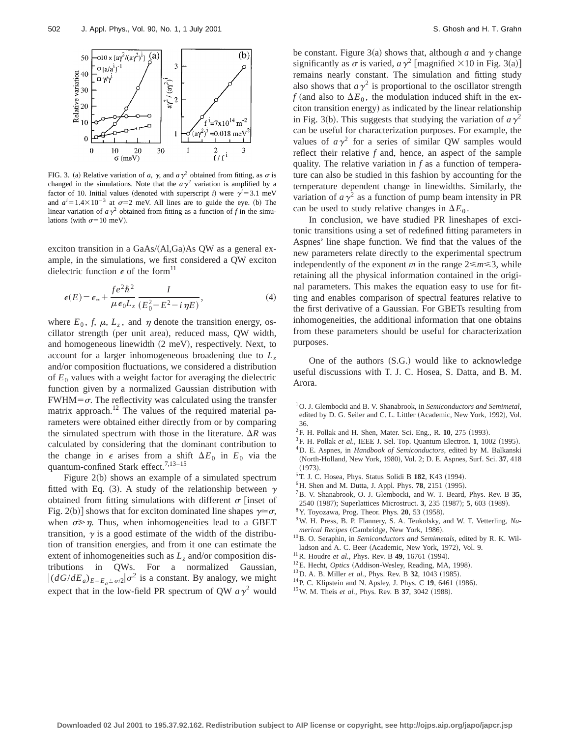FIG. 3. (a) Relative variation of $a$, $\gamma$, and $a\gamma^2$ obtained from fitting, as $\sigma$ is changed in the simulations. Note that the $a\gamma^2$ variation is amplified by a factor of 10. Initial values (denoted with superscript $i$) were $\gamma^i = 3.1$ meV and $a^i = 1.4\times10^{-3}$ at $\sigma = 2$ meV. All lines are to guide the eye. (b) The linear variation of $a\gamma^2$ obtained from fitting as a function of $f$ in the simulations (with $\sigma = 10$ meV).

exciton transition in a GaAs/(Al,Ga)As QW as a general example, in the simulations, we first considered a QW exciton dielectric function $\epsilon$ of the form[11]

$$\epsilon(E) = \epsilon_\infty + \frac{fe^2\hbar^2}{\mu\epsilon_0 L_z}\frac{I}{(E_0^2 - E^2 - i\eta E)}, \tag{4}$$

where $E_0$, $f$, $\mu$, $L_z$, and $\eta$ denote the transition energy, oscillator strength (per unit area), reduced mass, QW width, and homogeneous linewidth (2 meV), respectively. Next, to account for a larger inhomogeneous broadening due to $L_z$ and/or composition fluctuations, we considered a distribution of $E_0$ values with a weight factor for averaging the dielectric function given by a normalized Gaussian distribution with FWHM$=\sigma$. The reflectivity was calculated using the transfer matrix approach.[12] The values of the required material parameters were obtained either directly from or by comparing the simulated spectrum with those in the literature. $\Delta R$ was calculated by considering that the dominant contribution to the change in $\epsilon$ arises from a shift $\Delta E_0$ in $E_0$ via the quantum-confined Stark effect.[7,13–15]

Figure 2(b) shows an example of a simulated spectrum fitted with Eq. (3). A study of the relationship between $\gamma$ obtained from fitting simulations with different $\sigma$ [inset of Fig. 2(b)] shows that for exciton dominated line shapes $\gamma \simeq \sigma$, when $\sigma \gg \eta$. Thus, when inhomogeneities lead to a GBET transition, $\gamma$ is a good estimate of the width of the distribution of transition energies, and from it one can estimate the extent of inhomogeneities such as $L_z$ and/or composition distributions in QWs. For a normalized Gaussian, $|(dG/dE_a)_{E=E_a\pm\sigma/2}|\sigma^2$ is a constant. By analogy, we might expect that in the low-field PR spectrum of QW $a\gamma^2$ would be constant. Figure 3(a) shows that, although $a$ and $\gamma$ change significantly as $\sigma$ is varied, $a\gamma^2$ [magnified $\times 10$ in Fig. 3(a)] remains nearly constant. The simulation and fitting study also shows that $a\gamma^2$ is proportional to the oscillator strength $f$ (and also to $\Delta E_0$, the modulation induced shift in the exciton transition energy) as indicated by the linear relationship in Fig. 3(b). This suggests that studying the variation of $a\gamma^2$ can be useful for characterization purposes. For example, the values of $a\gamma^2$ for a series of similar QW samples would reflect their relative $f$ and, hence, an aspect of the sample quality. The relative variation in $f$ as a function of temperature can also be studied in this fashion by accounting for the temperature dependent change in linewidths. Similarly, the variation of $a\gamma^2$ as a function of pump beam intensity in PR can be used to study relative changes in $\Delta E_0$.

In conclusion, we have studied PR lineshapes of excitonic transitions using a set of redefined fitting parameters in Aspnes' line shape function. We find that the values of the new parameters relate directly to the experimental spectrum independently of the exponent $m$ in the range $2 \leq m \leq 3$, while retaining all the physical information contained in the original parameters. This makes the equation easy to use for fitting and enables comparison of spectral features relative to the first derivative of a Gaussian. For GBETs resulting from inhomogeneities, the additional information that one obtains from these parameters should be useful for characterization purposes.

One of the authors (S.G.) would like to acknowledge useful discussions with T. J. C. Hosea, S. Datta, and B. M. Arora.

[1] O. J. Glembocki and B. V. Shanabrook, in *Semiconductors and Semimetal*, edited by D. G. Seiler and C. L. Littler (Academic, New York, 1992), Vol. 36.
[2] F. H. Pollak and H. Shen, Mater. Sci. Eng., R. **10**, 275 (1993).
[3] F. H. Pollak *et al.*, IEEE J. Sel. Top. Quantum Electron. **1**, 1002 (1995).
[4] D. E. Aspnes, in *Handbook of Semiconductors*, edited by M. Balkanski (North-Holland, New York, 1980), Vol. 2; D. E. Aspnes, Surf. Sci. **37**, 418 (1973).
[5] T. J. C. Hosea, Phys. Status Solidi B **182**, K43 (1994).
[6] H. Shen and M. Dutta, J. Appl. Phys. **78**, 2151 (1995).
[7] B. V. Shanabrook, O. J. Glembocki, and W. T. Beard, Phys. Rev. B **35**, 2540 (1987); Superlattices Microstruct. **3**, 235 (1987); **5**, 603 (1989).
[8] Y. Toyozawa, Prog. Theor. Phys. **20**, 53 (1958).
[9] W. H. Press, B. P. Flannery, S. A. Teukolsky, and W. T. Vetterling, *Numerical Recipes* (Cambridge, New York, 1986).
[10] B. O. Seraphin, in *Semiconductors and Semimetals*, edited by R. K. Willardson and A. C. Beer (Academic, New York, 1972), Vol. 9.
[11] R. Houdre *et al.*, Phys. Rev. B **49**, 16761 (1994).
[12] E. Hecht, *Optics* (Addison-Wesley, Reading, MA, 1998).
[13] D. A. B. Miller *et al.*, Phys. Rev. B **32**, 1043 (1985).
[14] P. C. Klipstein and N. Apsley, J. Phys. C **19**, 6461 (1986).
[15] W. M. Theis *et al.*, Phys. Rev. B **37**, 3042 (1988).